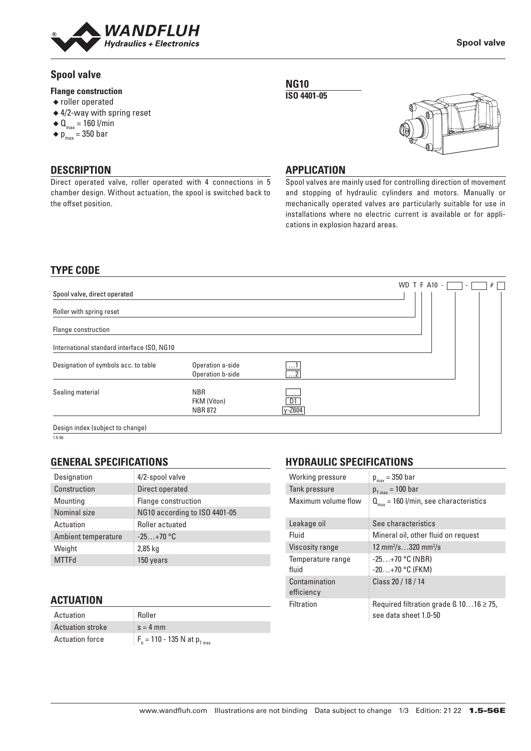# Spool valve

**Flange construction**

- roller operated
- 4/2-way with spring reset
- $Q_{max}$ = 160 l/min
- $p_{max}$ = 350 bar

**NG10**
**ISO 4401-05**

## DESCRIPTION

Direct operated valve, roller operated with 4 connections in 5 chamber design. Without actuation, the spool is switched back to the offset position.

## APPLICATION

Spool valves are mainly used for controlling direction of movement and stopping of hydraulic cylinders and motors. Manually or mechanically operated valves are particularly suitable for use in installations where no electric current is available or for applications in explosion hazard areas.

## TYPE CODE

WD T F A10 - [ ] - [ ] # [ ]

| | | |
|---|---|---|
| Spool valve, direct operated | | WD |
| Roller with spring reset | | T |
| Flange construction | | F |
| International standard interface ISO, NG10 | | A10 |
| Designation of symbols acc. to table | Operation a-side | …1 |
| | Operation b-side | …2 |
| Sealing material | NBR | |
| | FKM (Viton) | D1 |
| | NBR 872 | y-Z604 |
| Design index (subject to change) | | # |

1.5-56

## GENERAL SPECIFICATIONS

| | |
|---|---|
| Designation | 4/2-spool valve |
| Construction | Direct operated |
| Mounting | Flange construction |
| Nominal size | NG10 according to ISO 4401-05 |
| Actuation | Roller actuated |
| Ambient temperature | -25…+70 °C |
| Weight | 2,85 kg |
| MTTFd | 150 years |

## ACTUATION

| | |
|---|---|
| Actuation | Roller |
| Actuation stroke | s = 4 mm |
| Actuation force | $F_b$ = 110 - 135 N at $p_{T\,max}$ |

## HYDRAULIC SPECIFICATIONS

| | |
|---|---|
| Working pressure | $p_{max}$ = 350 bar |
| Tank pressure | $p_{T\,max}$ = 100 bar |
| Maximum volume flow | $Q_{max}$ = 160 l/min, see characteristics |
| Leakage oil | See characteristics |
| Fluid | Mineral oil, other fluid on request |
| Viscosity range | 12 mm²/s…320 mm²/s |
| Temperature range fluid | -25…+70 °C (NBR)<br>-20…+70 °C (FKM) |
| Contamination efficiency | Class 20 / 18 / 14 |
| Filtration | Required filtration grade ß 10…16 ≥ 75, see data sheet 1.0-50 |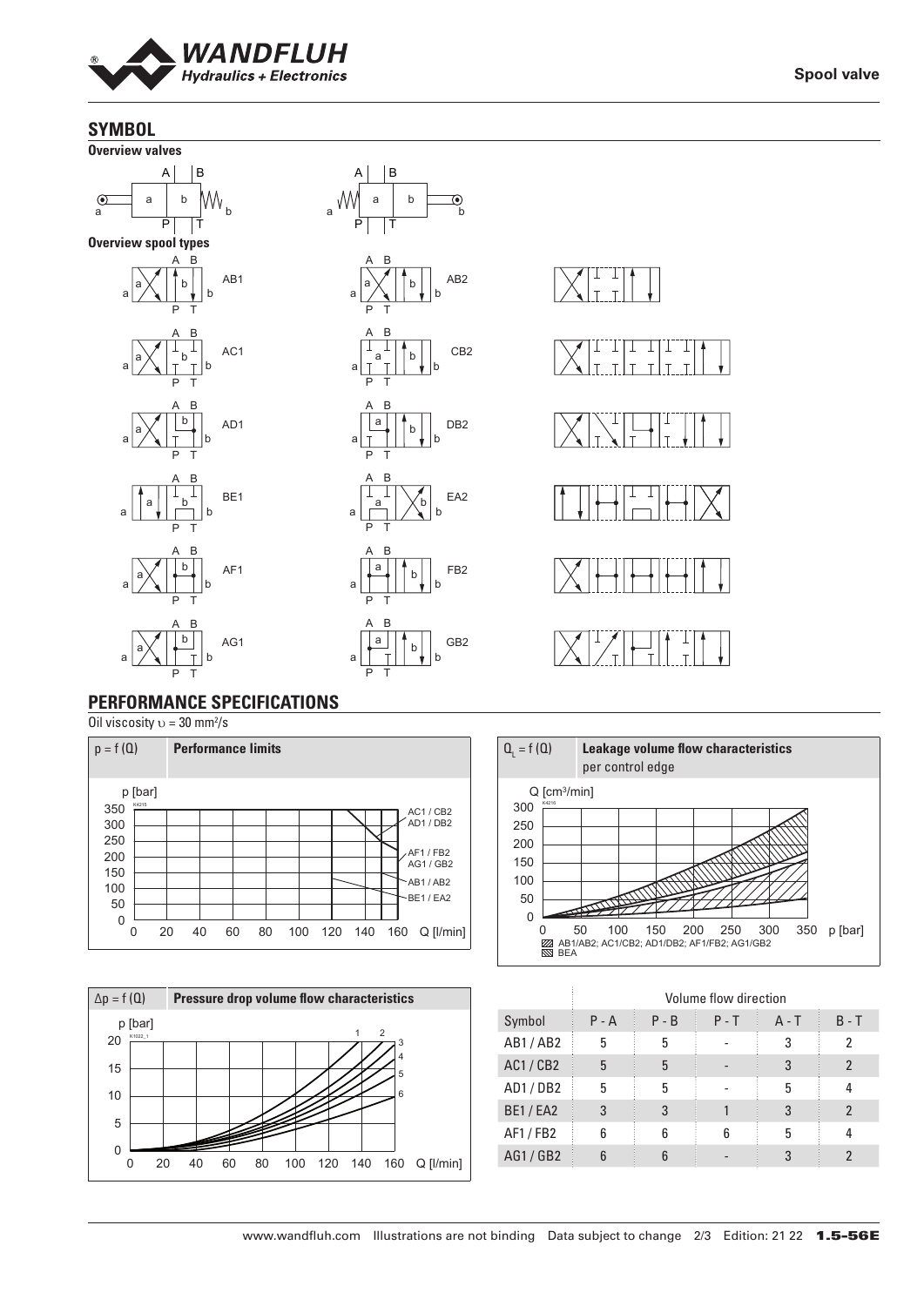## SYMBOL

**Overview valves**

**Overview spool types**

AB1, AB2, AC1, CB2, AD1, DB2, BE1, EA2, AF1, FB2, AG1, GB2

## PERFORMANCE SPECIFICATIONS

Oil viscosity $\upsilon$ = 30 mm²/s

**p = f (Q) — Performance limits**

**$Q_L$ = f (Q) — Leakage volume flow characteristics** per control edge

AB1/AB2; AC1/CB2; AD1/DB2; AF1/FB2; AG1/GB2
BEA

**Δp = f (Q) — Pressure drop volume flow characteristics**

| | Volume flow direction | | | | |
|---|---|---|---|---|---|
| Symbol | P - A | P - B | P - T | A - T | B - T |
| AB1 / AB2 | 5 | 5 | - | 3 | 2 |
| AC1 / CB2 | 5 | 5 | - | 3 | 2 |
| AD1 / DB2 | 5 | 5 | - | 5 | 4 |
| BE1 / EA2 | 3 | 3 | 1 | 3 | 2 |
| AF1 / FB2 | 6 | 6 | 6 | 5 | 4 |
| AG1 / GB2 | 6 | 6 | - | 3 | 2 |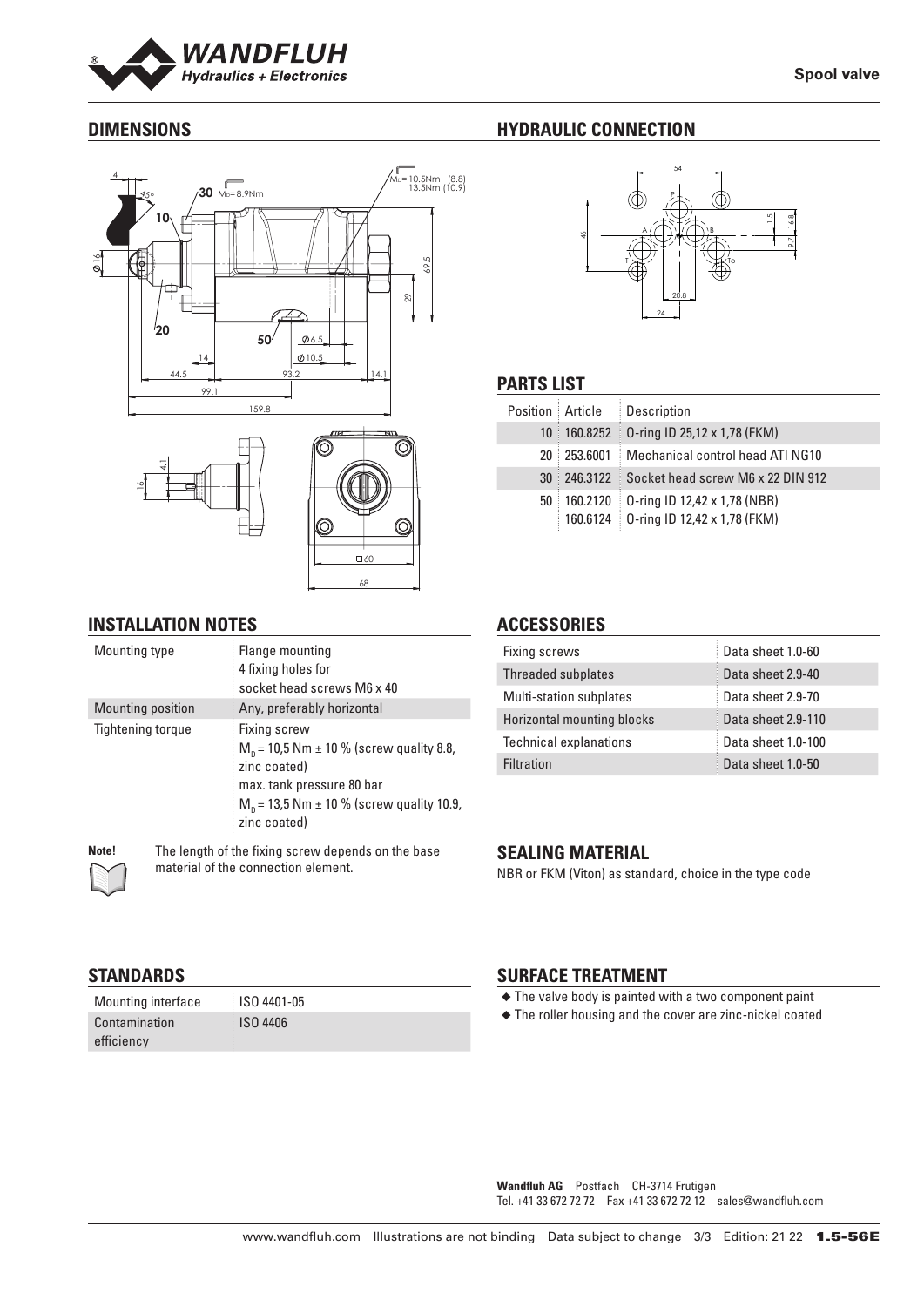## DIMENSIONS

4
45°
30 $M_D$=8.9Nm
$M_D$=10.5Nm (8.8)
13.5Nm (10.9)
10
Ø16
20
50
Ø6.5
Ø10.5
14
44.5
93.2
14.1
99.1
159.8
69.5
29
4.1
16
□60
68

## HYDRAULIC CONNECTION

54
P
46
A
B
T
T0
1.5
16.8
9.7
20.8
24

## PARTS LIST

| Position | Article | Description |
|---|---|---|
| 10 | 160.8252 | O-ring ID 25,12 x 1,78 (FKM) |
| 20 | 253.6001 | Mechanical control head ATI NG10 |
| 30 | 246.3122 | Socket head screw M6 x 22 DIN 912 |
| 50 | 160.2120<br>160.6124 | O-ring ID 12,42 x 1,78 (NBR)<br>O-ring ID 12,42 x 1,78 (FKM) |

## INSTALLATION NOTES

| | |
|---|---|
| Mounting type | Flange mounting<br>4 fixing holes for<br>socket head screws M6 x 40 |
| Mounting position | Any, preferably horizontal |
| Tightening torque | Fixing screw<br>$M_D$ = 10,5 Nm ± 10 % (screw quality 8.8, zinc coated)<br>max. tank pressure 80 bar<br>$M_D$ = 13,5 Nm ± 10 % (screw quality 10.9, zinc coated) |

**Note!** The length of the fixing screw depends on the base material of the connection element.

## ACCESSORIES

| | |
|---|---|
| Fixing screws | Data sheet 1.0-60 |
| Threaded subplates | Data sheet 2.9-40 |
| Multi-station subplates | Data sheet 2.9-70 |
| Horizontal mounting blocks | Data sheet 2.9-110 |
| Technical explanations | Data sheet 1.0-100 |
| Filtration | Data sheet 1.0-50 |

## SEALING MATERIAL

NBR or FKM (Viton) as standard, choice in the type code

## STANDARDS

| | |
|---|---|
| Mounting interface | ISO 4401-05 |
| Contamination efficiency | ISO 4406 |

## SURFACE TREATMENT

- The valve body is painted with a two component paint
- The roller housing and the cover are zinc-nickel coated

**Wandfluh AG** Postfach CH-3714 Frutigen
Tel. +41 33 672 72 72 Fax +41 33 672 72 12 sales@wandfluh.com